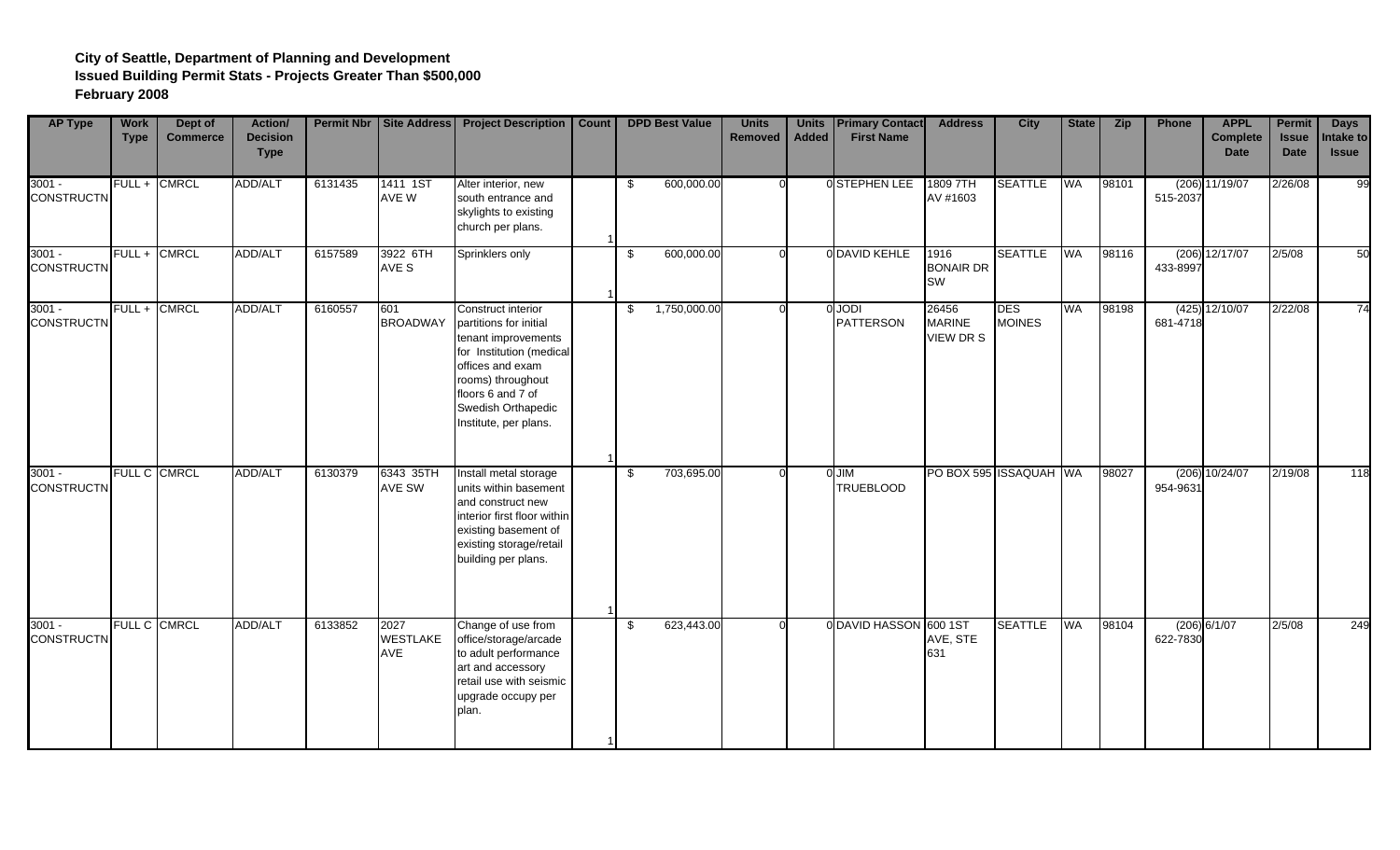**City of Seattle, Department of Planning and Development**
**Issued Building Permit Stats - Projects Greater Than $500,000**
**February 2008**

| AP Type | Work Type | Dept of Commerce | Action/ Decision Type | Permit Nbr | Site Address | Project Description | Count | DPD Best Value | Units Removed | Units Added | Primary Contact First Name | Address | City | State | Zip | Phone | APPL Complete Date | Permit Issue Date | Days Intake to Issue |
|---|---|---|---|---|---|---|---|---|---|---|---|---|---|---|---|---|---|---|---|
| 3001 - CONSTRUCTN | FULL + | CMRCL | ADD/ALT | 6131435 | 1411 1ST AVE W | Alter interior, new south entrance and skylights to existing church per plans. | 1 | $ 600,000.00 | 0 | 0 | STEPHEN LEE | 1809 7TH AV #1603 | SEATTLE | WA | 98101 | (206) 515-2037 | 11/19/07 | 2/26/08 | 99 |
| 3001 - CONSTRUCTN | FULL + | CMRCL | ADD/ALT | 6157589 | 3922 6TH AVE S | Sprinklers only | 1 | $ 600,000.00 | 0 | 0 | DAVID KEHLE | 1916 BONAIR DR SW | SEATTLE | WA | 98116 | (206) 433-8997 | 12/17/07 | 2/5/08 | 50 |
| 3001 - CONSTRUCTN | FULL + | CMRCL | ADD/ALT | 6160557 | 601 BROADWAY | Construct interior partitions for initial tenant improvements for Institution (medical offices and exam rooms) throughout floors 6 and 7 of Swedish Orthopedic Institute, per plans. | 1 | $ 1,750,000.00 | 0 | 0 | JODI PATTERSON | 26456 MARINE VIEW DR S | DES MOINES | WA | 98198 | (425) 681-4718 | 12/10/07 | 2/22/08 | 74 |
| 3001 - CONSTRUCTN | FULL C | CMRCL | ADD/ALT | 6130379 | 6343 35TH AVE SW | Install metal storage units within basement and construct new interior first floor within existing basement of existing storage/retail building per plans. | 1 | $ 703,695.00 | 0 | 0 | JIM TRUEBLOOD | PO BOX 595 | ISSAQUAH | WA | 98027 | (206) 954-9631 | 10/24/07 | 2/19/08 | 118 |
| 3001 - CONSTRUCTN | FULL C | CMRCL | ADD/ALT | 6133852 | 2027 WESTLAKE AVE | Change of use from office/storage/arcade to adult performance art and accessory retail use with seismic upgrade occupy per plan. | 1 | $ 623,443.00 | 0 | 0 | DAVID HASSON | 600 1ST AVE, STE 631 | SEATTLE | WA | 98104 | (206) 622-7830 | 6/1/07 | 2/5/08 | 249 |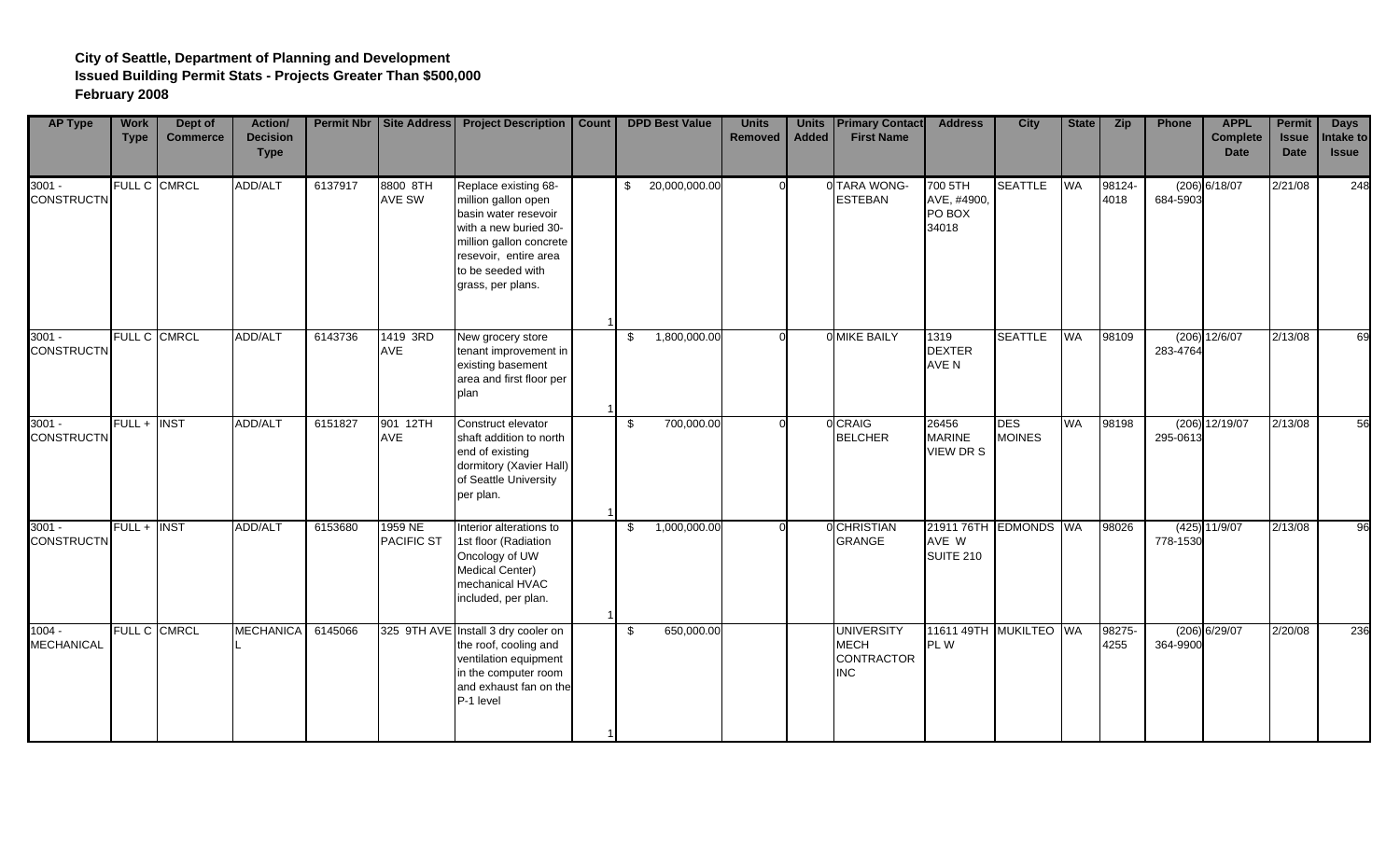**City of Seattle, Department of Planning and Development**
**Issued Building Permit Stats - Projects Greater Than $500,000**
**February 2008**

| AP Type | Work Type | Dept of Commerce | Action/ Decision Type | Permit Nbr | Site Address | Project Description | Count | DPD Best Value | Units Removed | Units Added | Primary Contact First Name | Address | City | State | Zip | Phone | APPL Complete Date | Permit Issue Date | Days Intake to Issue |
|---|---|---|---|---|---|---|---|---|---|---|---|---|---|---|---|---|---|---|---|
| 3001 - CONSTRUCTN | FULL C | CMRCL | ADD/ALT | 6137917 | 8800 8TH AVE SW | Replace existing 68-million gallon open basin water resevoir with a new buried 30-million gallon concrete resevoir, entire area to be seeded with grass, per plans. | 1 | $ 20,000,000.00 | 0 | 0 | TARA WONG-ESTEBAN | 700 5TH AVE, #4900, PO BOX 34018 | SEATTLE | WA | 98124-4018 | (206) 684-5903 | 6/18/07 | 2/21/08 | 248 |
| 3001 - CONSTRUCTN | FULL C | CMRCL | ADD/ALT | 6143736 | 1419 3RD AVE | New grocery store tenant improvement in existing basement area and first floor per plan | 1 | $ 1,800,000.00 | 0 | 0 | MIKE BAILY | 1319 DEXTER AVE N | SEATTLE | WA | 98109 | (206) 283-4764 | 12/6/07 | 2/13/08 | 69 |
| 3001 - CONSTRUCTN | FULL + | INST | ADD/ALT | 6151827 | 901 12TH AVE | Construct elevator shaft addition to north end of existing dormitory (Xavier Hall) of Seattle University per plan. | 1 | $ 700,000.00 | 0 | 0 | CRAIG BELCHER | 26456 MARINE VIEW DR S | DES MOINES | WA | 98198 | (206) 295-0613 | 12/19/07 | 2/13/08 | 56 |
| 3001 - CONSTRUCTN | FULL + | INST | ADD/ALT | 6153680 | 1959 NE PACIFIC ST | Interior alterations to 1st floor (Radiation Oncology of UW Medical Center) mechanical HVAC included, per plan. | 1 | $ 1,000,000.00 | 0 | 0 | CHRISTIAN GRANGE | 21911 76TH AVE W SUITE 210 | EDMONDS | WA | 98026 | (425) 778-1530 | 11/9/07 | 2/13/08 | 96 |
| 1004 - MECHANICAL | FULL C | CMRCL | MECHANICAL | 6145066 | 325 9TH AVE | Install 3 dry cooler on the roof, cooling and ventilation equipment in the computer room and exhaust fan on the P-1 level | 1 | $ 650,000.00 | | | UNIVERSITY MECH CONTRACTOR INC | 11611 49TH PL W | MUKILTEO | WA | 98275-4255 | (206) 364-9900 | 6/29/07 | 2/20/08 | 236 |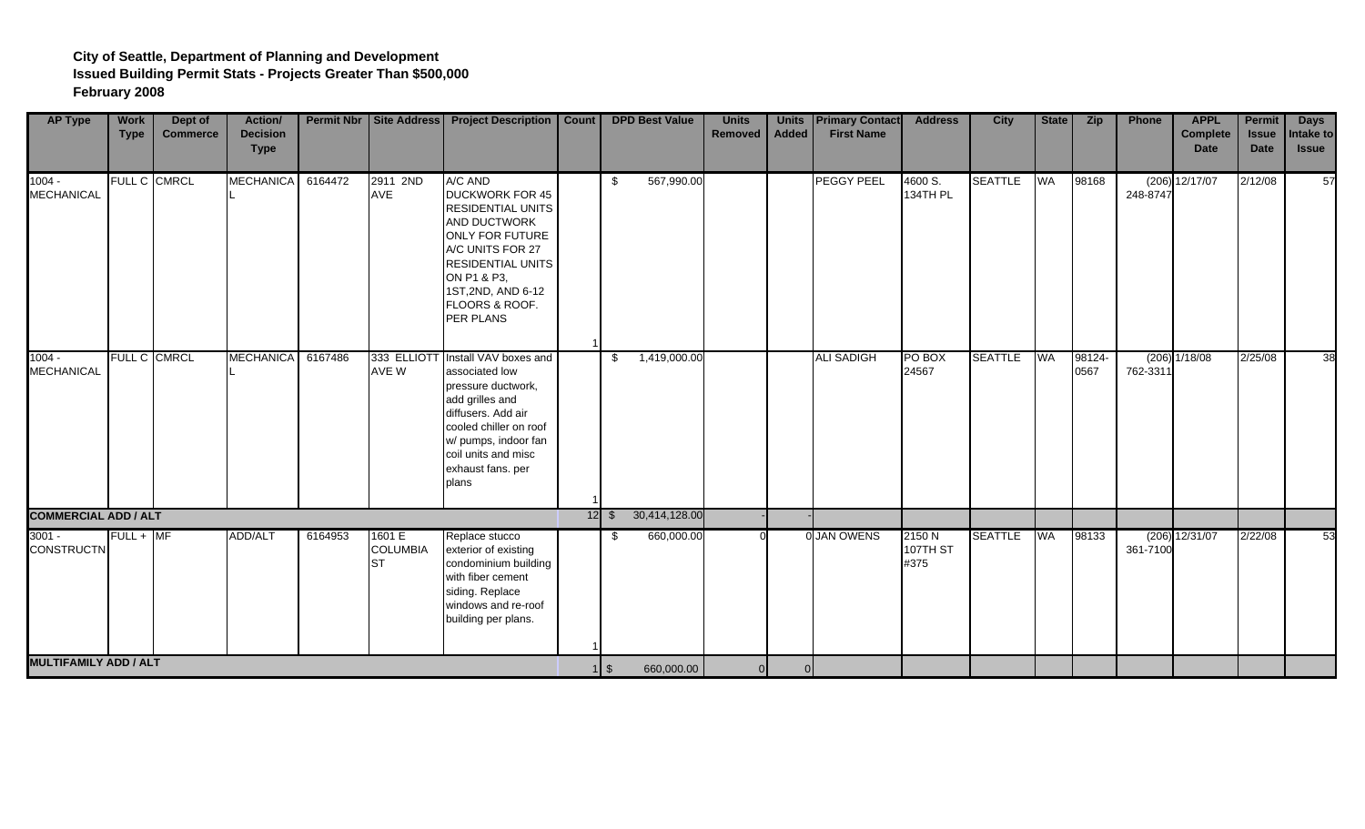**City of Seattle, Department of Planning and Development**
**Issued Building Permit Stats - Projects Greater Than $500,000**
**February 2008**

| AP Type | Work Type | Dept of Commerce | Action/ Decision Type | Permit Nbr | Site Address | Project Description | Count | DPD Best Value | Units Removed | Units Added | Primary Contact First Name | Address | City | State | Zip | Phone | APPL Complete Date | Permit Issue Date | Days Intake to Issue |
|---|---|---|---|---|---|---|---|---|---|---|---|---|---|---|---|---|---|---|---|
| 1004 - MECHANICAL | FULL C | CMRCL | MECHANICAL | 6164472 | 2911 2ND AVE | A/C AND DUCKWORK FOR 45 RESIDENTIAL UNITS AND DUCTWORK ONLY FOR FUTURE A/C UNITS FOR 27 RESIDENTIAL UNITS ON P1 & P3, 1ST,2ND, AND 6-12 FLOORS & ROOF. PER PLANS | 1 | $ 567,990.00 | | | PEGGY PEEL | 4600 S. 134TH PL | SEATTLE | WA | 98168 | (206) 248-8747 | 12/17/07 | 2/12/08 | 57 |
| 1004 - MECHANICAL | FULL C | CMRCL | MECHANICAL | 6167486 | 333 ELLIOTT AVE W | Install VAV boxes and associated low pressure ductwork, add grilles and diffusers. Add air cooled chiller on roof w/ pumps, indoor fan coil units and misc exhaust fans. per plans | 1 | $ 1,419,000.00 | | | ALI SADIGH | PO BOX 24567 | SEATTLE | WA | 98124-0567 | (206) 762-3311 | 1/18/08 | 2/25/08 | 38 |
| **COMMERCIAL ADD / ALT** | | | | | | | 12 | $ 30,414,128.00 | - | - | | | | | | | | | |
| 3001 - CONSTRUCTN | FULL + | MF | ADD/ALT | 6164953 | 1601 E COLUMBIA ST | Replace stucco exterior of existing condominium building with fiber cement siding. Replace windows and re-roof building per plans. | 1 | $ 660,000.00 | 0 | 0 | JAN OWENS | 2150 N 107TH ST #375 | SEATTLE | WA | 98133 | (206) 361-7100 | 12/31/07 | 2/22/08 | 53 |
| **MULTIFAMILY ADD / ALT** | | | | | | | 1 | $ 660,000.00 | 0 | 0 | | | | | | | | | |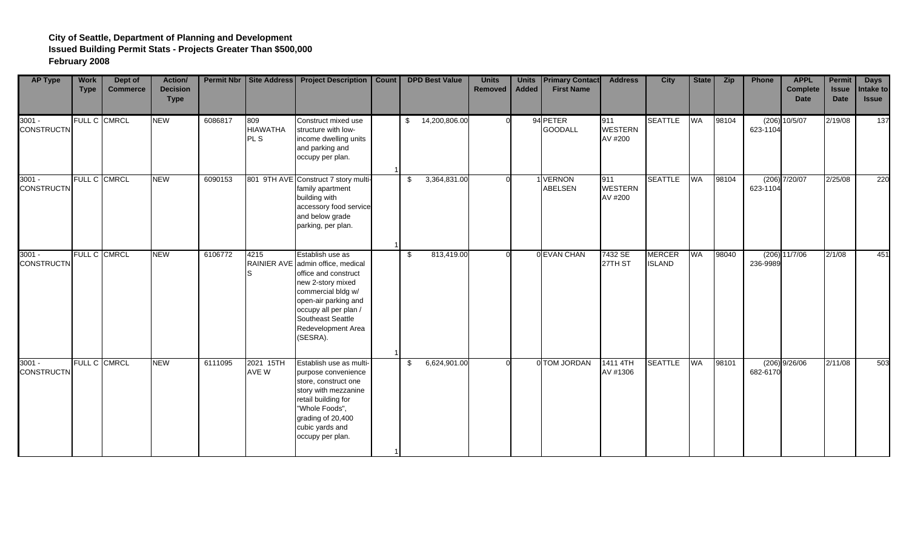**City of Seattle, Department of Planning and Development**
**Issued Building Permit Stats - Projects Greater Than $500,000**
**February 2008**

| AP Type | Work Type | Dept of Commerce | Action/ Decision Type | Permit Nbr | Site Address | Project Description | Count | DPD Best Value | Units Removed | Units Added | Primary Contact First Name | Address | City | State | Zip | Phone | APPL Complete Date | Permit Issue Date | Days Intake to Issue |
|---|---|---|---|---|---|---|---|---|---|---|---|---|---|---|---|---|---|---|---|
| 3001 - CONSTRUCTN | FULL C | CMRCL | NEW | 6086817 | 809 HIAWATHA PL S | Construct mixed use structure with low-income dwelling units and parking and occupy per plan. | 1 | $ 14,200,806.00 | 0 | 94 | PETER GOODALL | 911 WESTERN AV #200 | SEATTLE | WA | 98104 | (206) 623-1104 | 10/5/07 | 2/19/08 | 137 |
| 3001 - CONSTRUCTN | FULL C | CMRCL | NEW | 6090153 | 801 9TH AVE | Construct 7 story multi-family apartment building with accessory food service and below grade parking, per plan. | 1 | $ 3,364,831.00 | 0 | 1 | VERNON ABELSEN | 911 WESTERN AV #200 | SEATTLE | WA | 98104 | (206) 623-1104 | 7/20/07 | 2/25/08 | 220 |
| 3001 - CONSTRUCTN | FULL C | CMRCL | NEW | 6106772 | 4215 RAINIER AVE S | Establish use as admin office, medical office and construct new 2-story mixed commercial bldg w/ open-air parking and occupy all per plan / Southeast Seattle Redevelopment Area (SESRA). | 1 | $ 813,419.00 | 0 | 0 | EVAN CHAN | 7432 SE 27TH ST | MERCER ISLAND | WA | 98040 | (206) 236-9989 | 11/7/06 | 2/1/08 | 451 |
| 3001 - CONSTRUCTN | FULL C | CMRCL | NEW | 6111095 | 2021 15TH AVE W | Establish use as multi-purpose convenience store, construct one story with mezzanine retail building for "Whole Foods", grading of 20,400 cubic yards and occupy per plan. | 1 | $ 6,624,901.00 | 0 | 0 | TOM JORDAN | 1411 4TH AV #1306 | SEATTLE | WA | 98101 | (206) 682-6170 | 9/26/06 | 2/11/08 | 503 |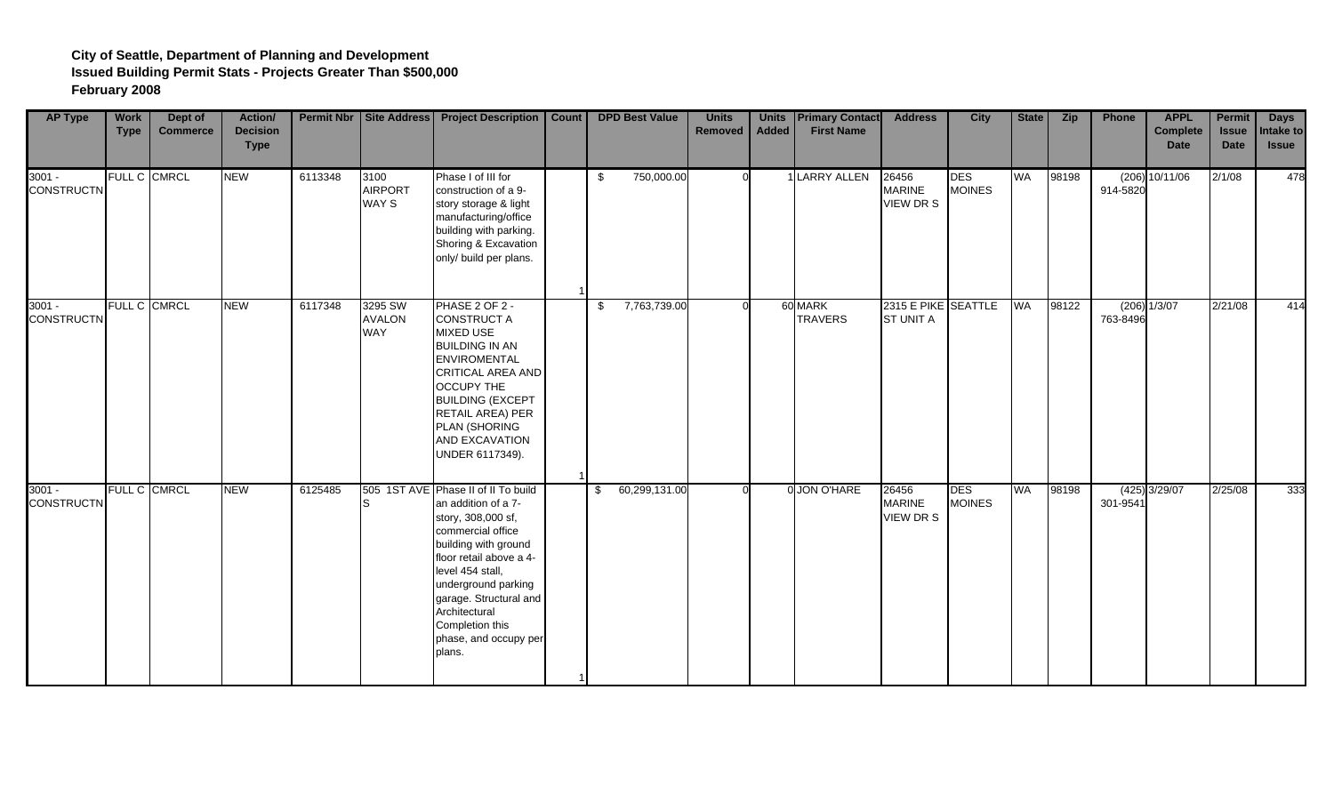**City of Seattle, Department of Planning and Development**
**Issued Building Permit Stats - Projects Greater Than $500,000**
**February 2008**

| AP Type | Work Type | Dept of Commerce | Action/ Decision Type | Permit Nbr | Site Address | Project Description | Count | DPD Best Value | Units Removed | Units Added | Primary Contact First Name | Address | City | State | Zip | Phone | APPL Complete Date | Permit Issue Date | Days Intake to Issue |
|---|---|---|---|---|---|---|---|---|---|---|---|---|---|---|---|---|---|---|---|
| 3001 - CONSTRUCTN | FULL C | CMRCL | NEW | 6113348 | 3100 AIRPORT WAY S | Phase I of III for construction of a 9-story storage & light manufacturing/office building with parking. Shoring & Excavation only/ build per plans. | 1 | $ 750,000.00 | 0 | 1 | LARRY ALLEN | 26456 MARINE VIEW DR S | DES MOINES | WA | 98198 | (206) 914-5820 | 10/11/06 | 2/1/08 | 478 |
| 3001 - CONSTRUCTN | FULL C | CMRCL | NEW | 6117348 | 3295 SW AVALON WAY | PHASE 2 OF 2 - CONSTRUCT A MIXED USE BUILDING IN AN ENVIROMENTAL CRITICAL AREA AND OCCUPY THE BUILDING (EXCEPT RETAIL AREA) PER PLAN (SHORING AND EXCAVATION UNDER 6117349). | 1 | $ 7,763,739.00 | 0 | 60 | MARK TRAVERS | 2315 E PIKE ST UNIT A | SEATTLE | WA | 98122 | (206) 763-8496 | 1/3/07 | 2/21/08 | 414 |
| 3001 - CONSTRUCTN | FULL C | CMRCL | NEW | 6125485 | 505 1ST AVE S | Phase II of II To build an addition of a 7-story, 308,000 sf, commercial office building with ground floor retail above a 4-level 454 stall, underground parking garage. Structural and Architectural Completion this phase, and occupy per plans. | 1 | $ 60,299,131.00 | 0 | 0 | JON O'HARE | 26456 MARINE VIEW DR S | DES MOINES | WA | 98198 | (425) 301-9541 | 3/29/07 | 2/25/08 | 333 |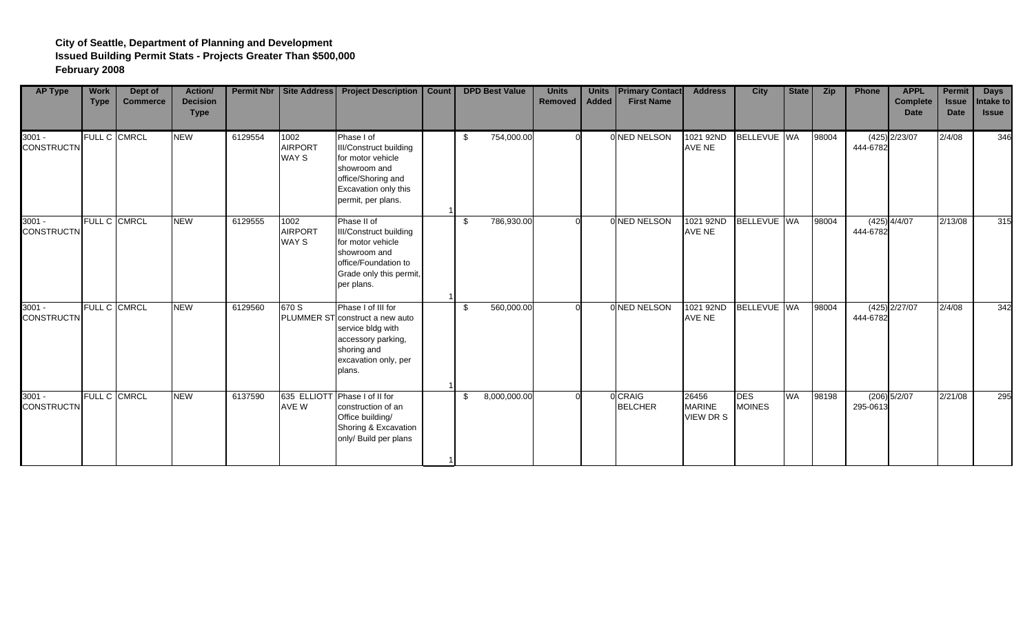**City of Seattle, Department of Planning and Development**
**Issued Building Permit Stats - Projects Greater Than $500,000**
**February 2008**

| AP Type | Work Type | Dept of Commerce | Action/ Decision Type | Permit Nbr | Site Address | Project Description | Count | DPD Best Value | Units Removed | Units Added | Primary Contact First Name | Address | City | State | Zip | Phone | APPL Complete Date | Permit Issue Date | Days Intake to Issue |
|---|---|---|---|---|---|---|---|---|---|---|---|---|---|---|---|---|---|---|---|
| 3001 - CONSTRUCTN | FULL C | CMRCL | NEW | 6129554 | 1002 AIRPORT WAY S | Phase I of III/Construct building for motor vehicle showroom and office/Shoring and Excavation only this permit, per plans. | 1 | $ 754,000.00 | 0 | 0 | NED NELSON | 1021 92ND AVE NE | BELLEVUE | WA | 98004 | (425) 444-6782 | 2/23/07 | 2/4/08 | 346 |
| 3001 - CONSTRUCTN | FULL C | CMRCL | NEW | 6129555 | 1002 AIRPORT WAY S | Phase II of III/Construct building for motor vehicle showroom and office/Foundation to Grade only this permit, per plans. | 1 | $ 786,930.00 | 0 | 0 | NED NELSON | 1021 92ND AVE NE | BELLEVUE | WA | 98004 | (425) 444-6782 | 4/4/07 | 2/13/08 | 315 |
| 3001 - CONSTRUCTN | FULL C | CMRCL | NEW | 6129560 | 670 S PLUMMER ST | Phase I of III for construct a new auto service bldg with accessory parking, shoring and excavation only, per plans. | 1 | $ 560,000.00 | 0 | 0 | NED NELSON | 1021 92ND AVE NE | BELLEVUE | WA | 98004 | (425) 444-6782 | 2/27/07 | 2/4/08 | 342 |
| 3001 - CONSTRUCTN | FULL C | CMRCL | NEW | 6137590 | 635 ELLIOTT AVE W | Phase I of II for construction of an Office building/ Shoring & Excavation only/ Build per plans | 1 | $ 8,000,000.00 | 0 | 0 | CRAIG BELCHER | 26456 MARINE VIEW DR S | DES MOINES | WA | 98198 | (206) 295-0613 | 5/2/07 | 2/21/08 | 295 |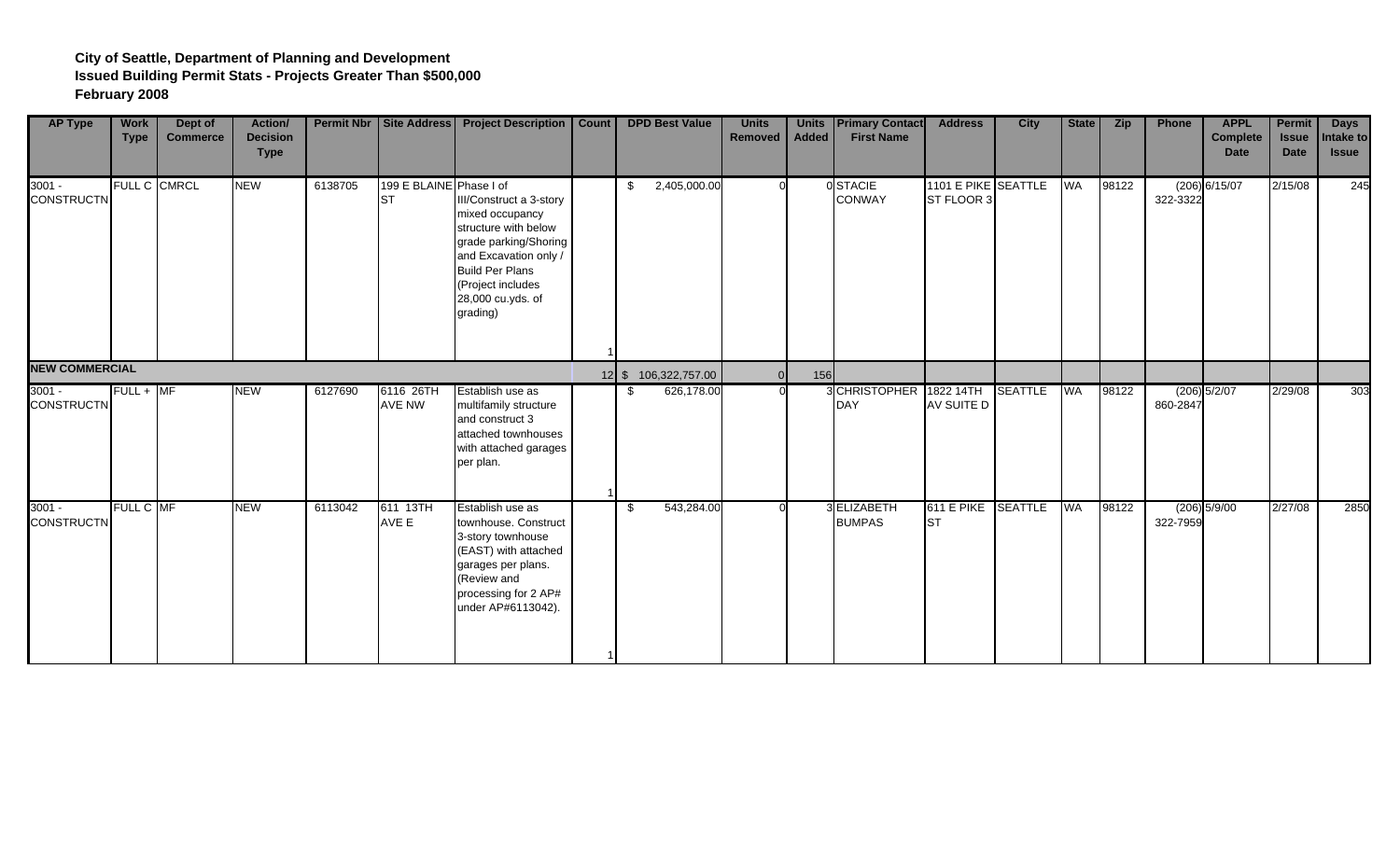**City of Seattle, Department of Planning and Development**
**Issued Building Permit Stats - Projects Greater Than $500,000**
**February 2008**

| AP Type | Work Type | Dept of Commerce | Action/ Decision Type | Permit Nbr | Site Address | Project Description | Count | DPD Best Value | Units Removed | Units Added | Primary Contact First Name | Address | City | State | Zip | Phone | APPL Complete Date | Permit Issue Date | Days Intake to Issue |
|---|---|---|---|---|---|---|---|---|---|---|---|---|---|---|---|---|---|---|---|
| 3001 - CONSTRUCTN | FULL C | CMRCL | NEW | 6138705 | 199 E BLAINE ST | Phase I of III/Construct a 3-story mixed occupancy structure with below grade parking/Shoring and Excavation only / Build Per Plans (Project includes 28,000 cu.yds. of grading) | 1 | $ 2,405,000.00 | 0 | 0 | STACIE CONWAY | 1101 E PIKE ST FLOOR 3 | SEATTLE | WA | 98122 | (206) 322-3322 | 6/15/07 | 2/15/08 | 245 |
| **NEW COMMERCIAL** | | | | | | | 12 | $ 106,322,757.00 | 0 | 156 | | | | | | | | | |
| 3001 - CONSTRUCTN | FULL + | MF | NEW | 6127690 | 6116 26TH AVE NW | Establish use as multifamily structure and construct 3 attached townhouses with attached garages per plan. | 1 | $ 626,178.00 | 0 | 3 | CHRISTOPHER DAY | 1822 14TH AV SUITE D | SEATTLE | WA | 98122 | (206) 860-2847 | 5/2/07 | 2/29/08 | 303 |
| 3001 - CONSTRUCTN | FULL C | MF | NEW | 6113042 | 611 13TH AVE E | Establish use as townhouse. Construct 3-story townhouse (EAST) with attached garages per plans. (Review and processing for 2 AP# under AP#6113042). | 1 | $ 543,284.00 | 0 | 3 | ELIZABETH BUMPAS | 611 E PIKE ST | SEATTLE | WA | 98122 | (206) 322-7959 | 5/9/00 | 2/27/08 | 2850 |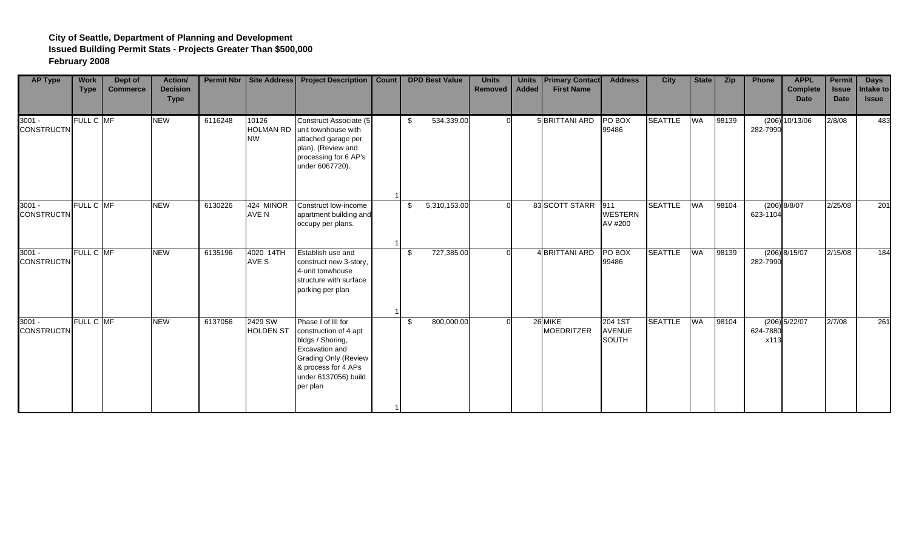**City of Seattle, Department of Planning and Development**
**Issued Building Permit Stats - Projects Greater Than $500,000**
**February 2008**

| AP Type | Work Type | Dept of Commerce | Action/ Decision Type | Permit Nbr | Site Address | Project Description | Count | DPD Best Value | Units Removed | Units Added | Primary Contact First Name | Address | City | State | Zip | Phone | APPL Complete Date | Permit Issue Date | Days Intake to Issue |
|---|---|---|---|---|---|---|---|---|---|---|---|---|---|---|---|---|---|---|---|
| 3001 - CONSTRUCTN | FULL C | MF | NEW | 6116248 | 10126 HOLMAN RD NW | Construct Associate (5 unit townhouse with attached garage per plan). (Review and processing for 6 AP's under 6067720). | 1 | $ 534,339.00 | 0 | 5 | BRITTANI ARD | PO BOX 99486 | SEATTLE | WA | 98139 | (206) 282-7990 | 10/13/06 | 2/8/08 | 483 |
| 3001 - CONSTRUCTN | FULL C | MF | NEW | 6130226 | 424 MINOR AVE N | Construct low-income apartment building and occupy per plans. | 1 | $ 5,310,153.00 | 0 | 83 | SCOTT STARR | 911 WESTERN AV #200 | SEATTLE | WA | 98104 | (206) 623-1104 | 8/8/07 | 2/25/08 | 201 |
| 3001 - CONSTRUCTN | FULL C | MF | NEW | 6135196 | 4020 14TH AVE S | Establish use and construct new 3-story, 4-unit tonwhouse structure with surface parking per plan | 1 | $ 727,385.00 | 0 | 4 | BRITTANI ARD | PO BOX 99486 | SEATTLE | WA | 98139 | (206) 282-7990 | 8/15/07 | 2/15/08 | 184 |
| 3001 - CONSTRUCTN | FULL C | MF | NEW | 6137056 | 2429 SW HOLDEN ST | Phase I of III for construction of 4 apt bldgs / Shoring, Excavation and Grading Only (Review & process for 4 APs under 6137056) build per plan | 1 | $ 800,000.00 | 0 | 26 | MIKE MOEDRITZER | 204 1ST AVENUE SOUTH | SEATTLE | WA | 98104 | (206) 624-7880 x113 | 5/22/07 | 2/7/08 | 261 |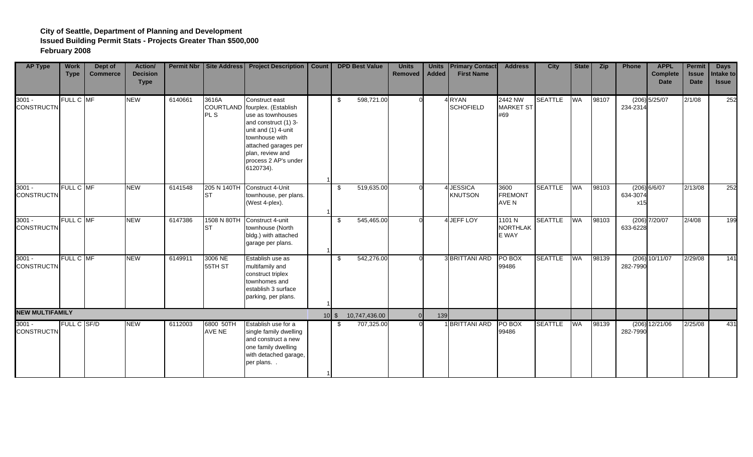**City of Seattle, Department of Planning and Development**
**Issued Building Permit Stats - Projects Greater Than $500,000**
**February 2008**

| AP Type | Work Type | Dept of Commerce | Action/ Decision Type | Permit Nbr | Site Address | Project Description | Count | DPD Best Value | Units Removed | Units Added | Primary Contact First Name | Address | City | State | Zip | Phone | APPL Complete Date | Permit Issue Date | Days Intake to Issue |
|---|---|---|---|---|---|---|---|---|---|---|---|---|---|---|---|---|---|---|---|
| 3001 - CONSTRUCTN | FULL C | MF | NEW | 6140661 | 3616A COURTLAND PL S | Construct east fourplex. (Establish use as townhouses and construct (1) 3-unit and (1) 4-unit townhouse with attached garages per plan, review and process 2 AP's under 6120734). | 1 | $ 598,721.00 | 0 | 4 | RYAN SCHOFIELD | 2442 NW MARKET ST #69 | SEATTLE | WA | 98107 | (206) 234-2314 | 5/25/07 | 2/1/08 | 252 |
| 3001 - CONSTRUCTN | FULL C | MF | NEW | 6141548 | 205 N 140TH ST | Construct 4-Unit townhouse, per plans. (West 4-plex). | 1 | $ 519,635.00 | 0 | 4 | JESSICA KNUTSON | 3600 FREMONT AVE N | SEATTLE | WA | 98103 | (206) 634-3074 x15 | 6/6/07 | 2/13/08 | 252 |
| 3001 - CONSTRUCTN | FULL C | MF | NEW | 6147386 | 1508 N 80TH ST | Construct 4-unit townhouse (North bldg.) with attached garage per plans. | 1 | $ 545,465.00 | 0 | 4 | JEFF LOY | 1101 N NORTHLAKE WAY | SEATTLE | WA | 98103 | (206) 633-6228 | 7/20/07 | 2/4/08 | 199 |
| 3001 - CONSTRUCTN | FULL C | MF | NEW | 6149911 | 3006 NE 55TH ST | Establish use as multifamily and construct triplex townhomes and establish 3 surface parking, per plans. | 1 | $ 542,276.00 | 0 | 3 | BRITTANI ARD | PO BOX 99486 | SEATTLE | WA | 98139 | (206) 282-7990 | 10/11/07 | 2/29/08 | 141 |
| **NEW MULTIFAMILY** | | | | | | | 10 | $ 10,747,436.00 | 0 | 139 | | | | | | | | | |
| 3001 - CONSTRUCTN | FULL C | SF/D | NEW | 6112003 | 6800 50TH AVE NE | Establish use for a single family dwelling and construct a new one family dwelling with detached garage, per plans. . | 1 | $ 707,325.00 | 0 | 1 | BRITTANI ARD | PO BOX 99486 | SEATTLE | WA | 98139 | (206) 282-7990 | 12/21/06 | 2/25/08 | 431 |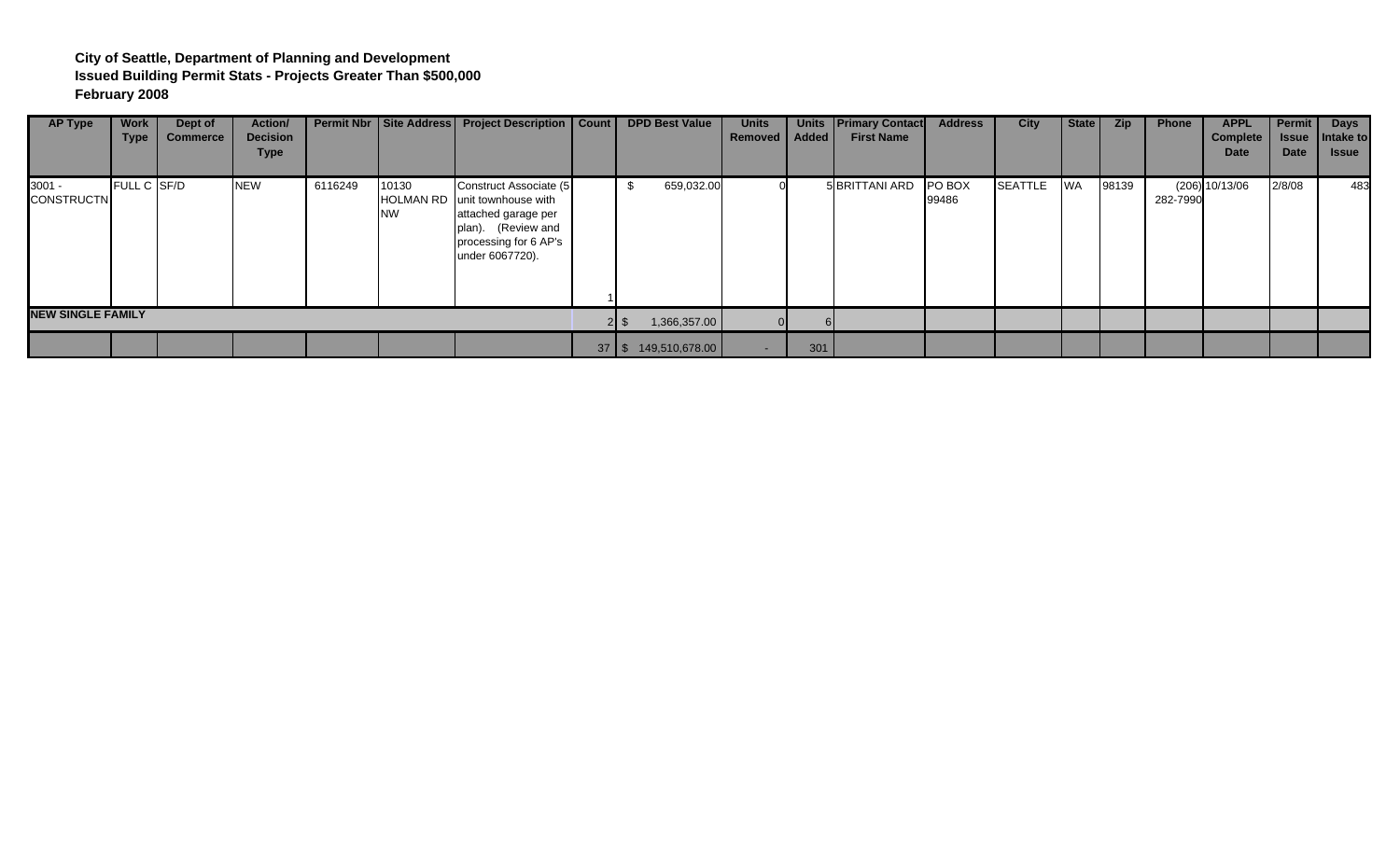**City of Seattle, Department of Planning and Development**
**Issued Building Permit Stats - Projects Greater Than $500,000**
**February 2008**

| AP Type | Work Type | Dept of Commerce | Action/ Decision Type | Permit Nbr | Site Address | Project Description | Count | DPD Best Value | Units Removed | Units Added | Primary Contact First Name | Address | City | State | Zip | Phone | APPL Complete Date | Permit Issue Date | Days Intake to Issue |
|---|---|---|---|---|---|---|---|---|---|---|---|---|---|---|---|---|---|---|---|
| 3001 - CONSTRUCTN | FULL C | SF/D | NEW | 6116249 | 10130 HOLMAN RD NW | Construct Associate (5 unit townhouse with attached garage per plan). (Review and processing for 6 AP's under 6067720). | 1 | $ 659,032.00 | 0 | 5 | BRITTANI ARD | PO BOX 99486 | SEATTLE | WA | 98139 | (206) 282-7990 | 10/13/06 | 2/8/08 | 483 |
| **NEW SINGLE FAMILY** | | | | | | | 2 | $ 1,366,357.00 | 0 | 6 | | | | | | | | | |
| | | | | | | | 37 | $ 149,510,678.00 | - | 301 | | | | | | | | | |